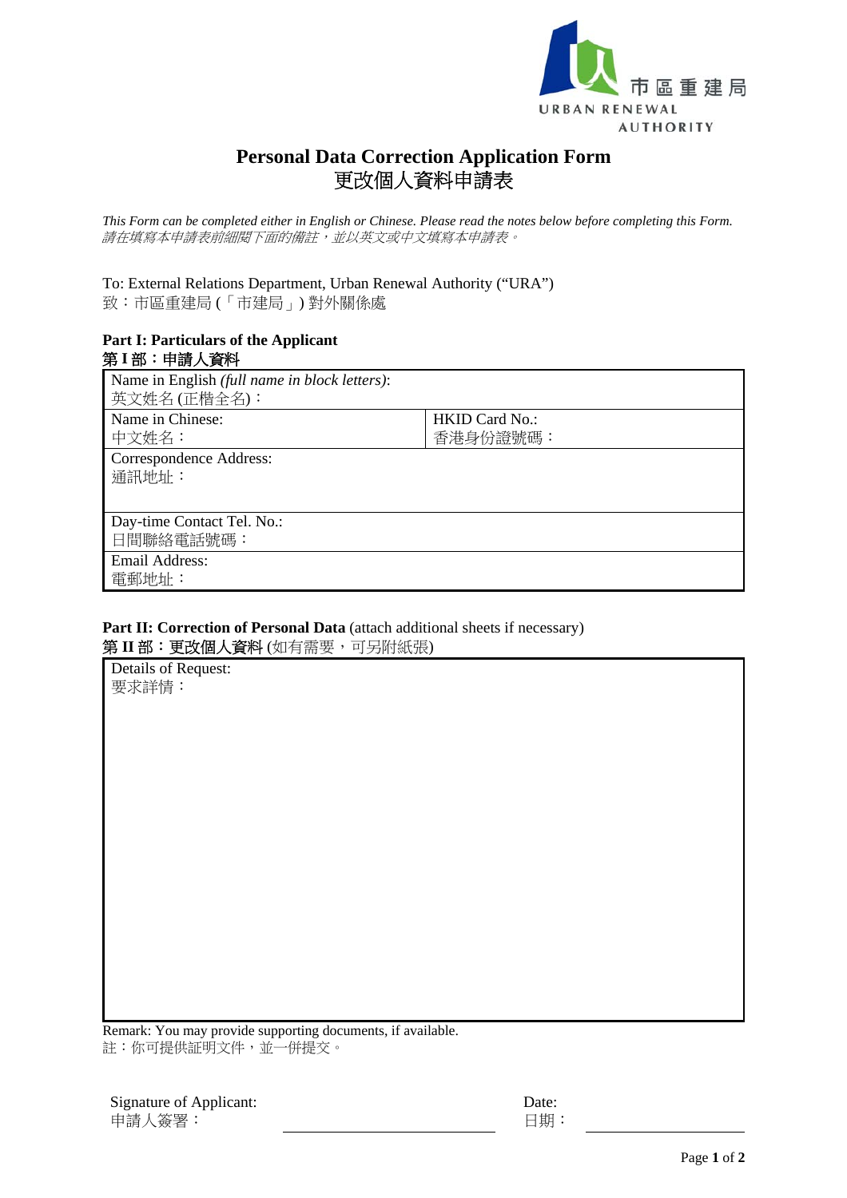市區重建局
URBAN RENEWAL AUTHORITY

# Personal Data Correction Application Form
# 更改個人資料申請表

*This Form can be completed either in English or Chinese. Please read the notes below before completing this Form.*
*請在填寫本申請表前細閱下面的備註，並以英文或中文填寫本申請表。*

To: External Relations Department, Urban Renewal Authority (“URA”)
致：市區重建局 (「市建局」) 對外關係處

**Part I: Particulars of the Applicant**
**第 I 部：申請人資料**

| Name in English *(full name in block letters)*:<br>英文姓名 (正楷全名)： | |
|---|---|
| Name in Chinese:<br>中文姓名： | HKID Card No.:<br>香港身份證號碼： |
| Correspondence Address:<br>通訊地址： | |
| Day-time Contact Tel. No.:<br>日間聯絡電話號碼： | |
| Email Address:<br>電郵地址： | |

**Part II: Correction of Personal Data** (attach additional sheets if necessary)
**第 II 部：更改個人資料** (如有需要，可另附紙張)

| Details of Request:<br>要求詳情： |
|---|

Remark: You may provide supporting documents, if available.
註：你可提供証明文件，並一併提交。

Signature of Applicant:
申請人簽署：______________________

Date:
日期：______________________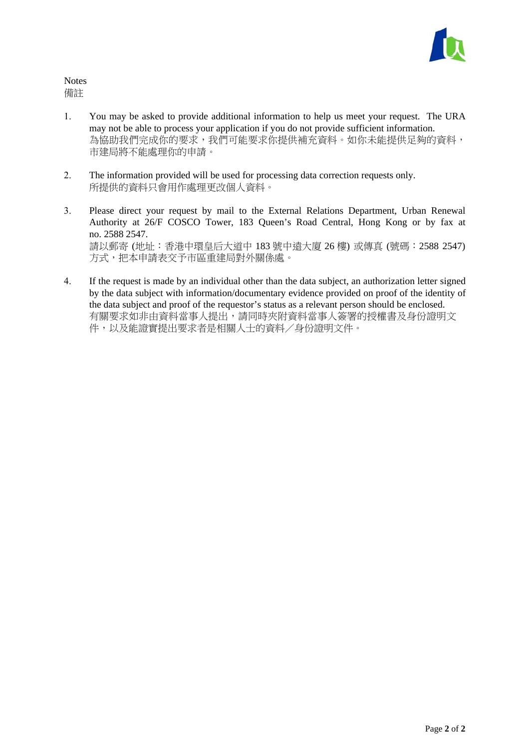Notes
備註

1. You may be asked to provide additional information to help us meet your request. The URA may not be able to process your application if you do not provide sufficient information.
為協助我們完成你的要求，我們可能要求你提供補充資料。如你未能提供足夠的資料，市建局將不能處理你的申請。

2. The information provided will be used for processing data correction requests only.
所提供的資料只會用作處理更改個人資料。

3. Please direct your request by mail to the External Relations Department, Urban Renewal Authority at 26/F COSCO Tower, 183 Queen's Road Central, Hong Kong or by fax at no. 2588 2547.
請以郵寄 (地址：香港中環皇后大道中 183 號中遠大廈 26 樓) 或傳真 (號碼：2588 2547) 方式，把本申請表交予市區重建局對外關係處。

4. If the request is made by an individual other than the data subject, an authorization letter signed by the data subject with information/documentary evidence provided on proof of the identity of the data subject and proof of the requestor's status as a relevant person should be enclosed.
有關要求如非由資料當事人提出，請同時夾附資料當事人簽署的授權書及身份證明文件，以及能證實提出要求者是相關人士的資料／身份證明文件。